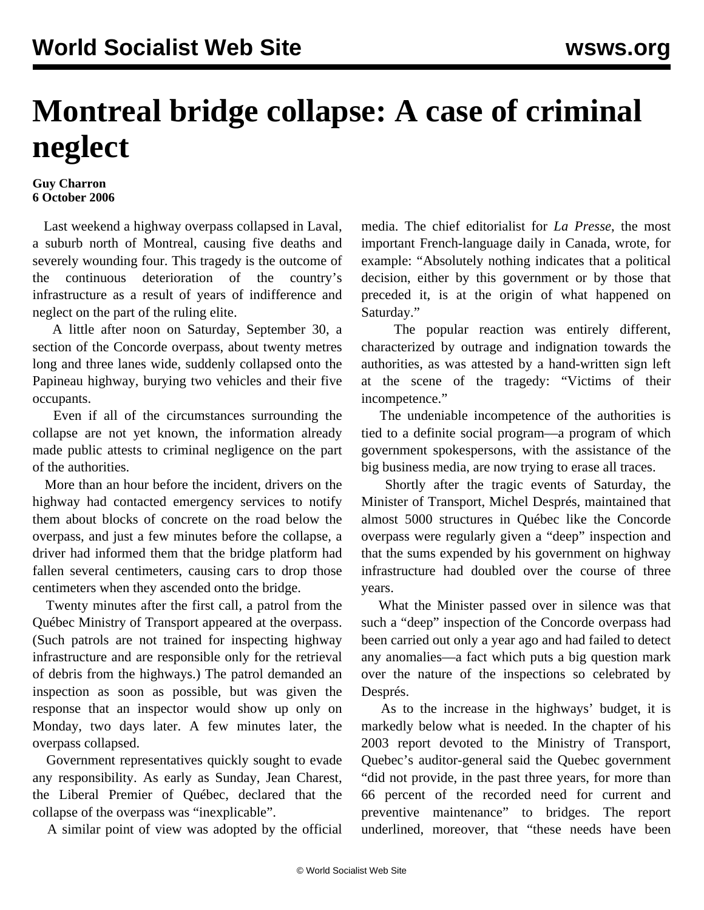# Montreal bridge collapse: A case of criminal neglect

**Guy Charron**
**6 October 2006**

Last weekend a highway overpass collapsed in Laval, a suburb north of Montreal, causing five deaths and severely wounding four. This tragedy is the outcome of the continuous deterioration of the country's infrastructure as a result of years of indifference and neglect on the part of the ruling elite.

A little after noon on Saturday, September 30, a section of the Concorde overpass, about twenty metres long and three lanes wide, suddenly collapsed onto the Papineau highway, burying two vehicles and their five occupants.

Even if all of the circumstances surrounding the collapse are not yet known, the information already made public attests to criminal negligence on the part of the authorities.

More than an hour before the incident, drivers on the highway had contacted emergency services to notify them about blocks of concrete on the road below the overpass, and just a few minutes before the collapse, a driver had informed them that the bridge platform had fallen several centimeters, causing cars to drop those centimeters when they ascended onto the bridge.

Twenty minutes after the first call, a patrol from the Québec Ministry of Transport appeared at the overpass. (Such patrols are not trained for inspecting highway infrastructure and are responsible only for the retrieval of debris from the highways.) The patrol demanded an inspection as soon as possible, but was given the response that an inspector would show up only on Monday, two days later. A few minutes later, the overpass collapsed.

Government representatives quickly sought to evade any responsibility. As early as Sunday, Jean Charest, the Liberal Premier of Québec, declared that the collapse of the overpass was "inexplicable".

A similar point of view was adopted by the official media. The chief editorialist for *La Presse*, the most important French-language daily in Canada, wrote, for example: "Absolutely nothing indicates that a political decision, either by this government or by those that preceded it, is at the origin of what happened on Saturday."

The popular reaction was entirely different, characterized by outrage and indignation towards the authorities, as was attested by a hand-written sign left at the scene of the tragedy: "Victims of their incompetence."

The undeniable incompetence of the authorities is tied to a definite social program—a program of which government spokespersons, with the assistance of the big business media, are now trying to erase all traces.

Shortly after the tragic events of Saturday, the Minister of Transport, Michel Després, maintained that almost 5000 structures in Québec like the Concorde overpass were regularly given a "deep" inspection and that the sums expended by his government on highway infrastructure had doubled over the course of three years.

What the Minister passed over in silence was that such a "deep" inspection of the Concorde overpass had been carried out only a year ago and had failed to detect any anomalies—a fact which puts a big question mark over the nature of the inspections so celebrated by Després.

As to the increase in the highways' budget, it is markedly below what is needed. In the chapter of his 2003 report devoted to the Ministry of Transport, Quebec's auditor-general said the Quebec government "did not provide, in the past three years, for more than 66 percent of the recorded need for current and preventive maintenance" to bridges. The report underlined, moreover, that "these needs have been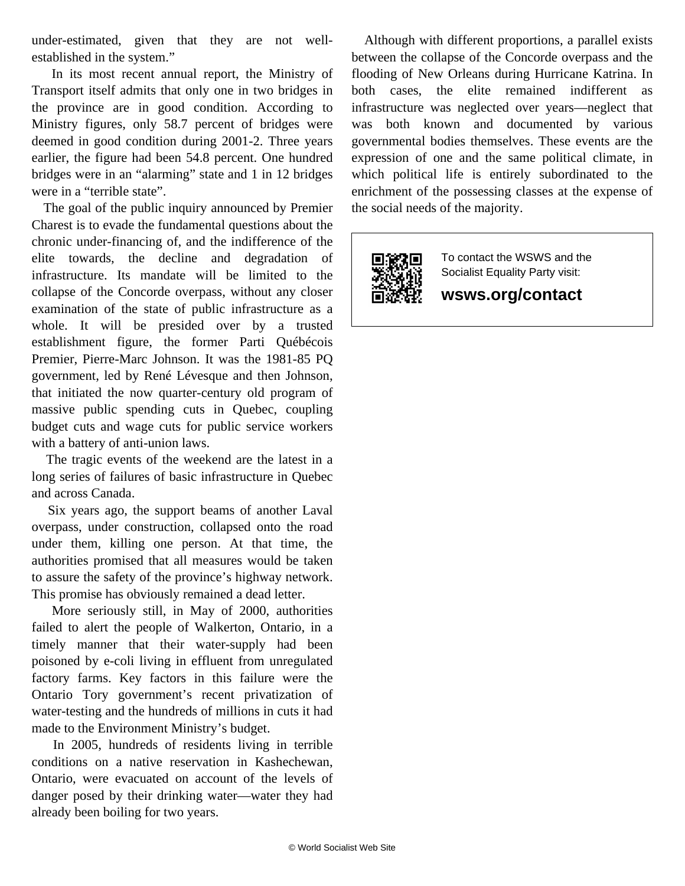under-estimated, given that they are not well-established in the system."

In its most recent annual report, the Ministry of Transport itself admits that only one in two bridges in the province are in good condition. According to Ministry figures, only 58.7 percent of bridges were deemed in good condition during 2001-2. Three years earlier, the figure had been 54.8 percent. One hundred bridges were in an "alarming" state and 1 in 12 bridges were in a "terrible state".

The goal of the public inquiry announced by Premier Charest is to evade the fundamental questions about the chronic under-financing of, and the indifference of the elite towards, the decline and degradation of infrastructure. Its mandate will be limited to the collapse of the Concorde overpass, without any closer examination of the state of public infrastructure as a whole. It will be presided over by a trusted establishment figure, the former Parti Québécois Premier, Pierre-Marc Johnson. It was the 1981-85 PQ government, led by René Lévesque and then Johnson, that initiated the now quarter-century old program of massive public spending cuts in Quebec, coupling budget cuts and wage cuts for public service workers with a battery of anti-union laws.

The tragic events of the weekend are the latest in a long series of failures of basic infrastructure in Quebec and across Canada.

Six years ago, the support beams of another Laval overpass, under construction, collapsed onto the road under them, killing one person. At that time, the authorities promised that all measures would be taken to assure the safety of the province's highway network. This promise has obviously remained a dead letter.

More seriously still, in May of 2000, authorities failed to alert the people of Walkerton, Ontario, in a timely manner that their water-supply had been poisoned by e-coli living in effluent from unregulated factory farms. Key factors in this failure were the Ontario Tory government's recent privatization of water-testing and the hundreds of millions in cuts it had made to the Environment Ministry's budget.

In 2005, hundreds of residents living in terrible conditions on a native reservation in Kashechewan, Ontario, were evacuated on account of the levels of danger posed by their drinking water—water they had already been boiling for two years.

Although with different proportions, a parallel exists between the collapse of the Concorde overpass and the flooding of New Orleans during Hurricane Katrina. In both cases, the elite remained indifferent as infrastructure was neglected over years—neglect that was both known and documented by various governmental bodies themselves. These events are the expression of one and the same political climate, in which political life is entirely subordinated to the enrichment of the possessing classes at the expense of the social needs of the majority.

To contact the WSWS and the Socialist Equality Party visit:

**wsws.org/contact**